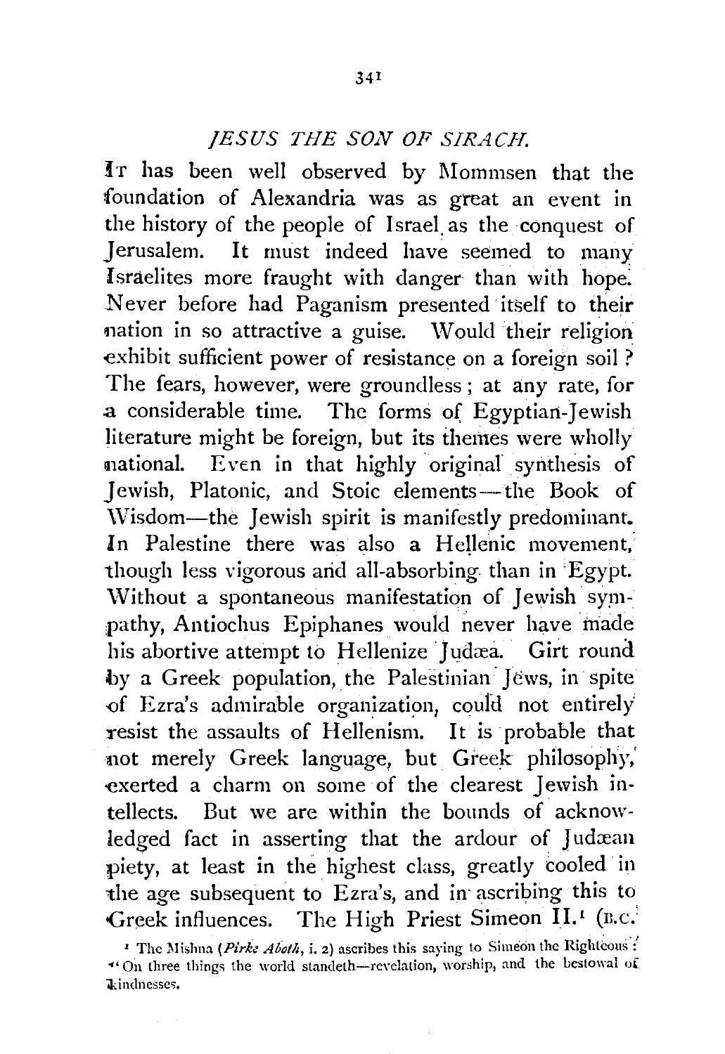## *JESUS THE SON OF SIRACH.*

It has been well observed by Mommsen that the foundation of Alexandria was as great an event in the history of the people of Israel as the conquest of Jerusalem. It must indeed have seemed to many Israelites more fraught with danger than with hope. Never before had Paganism presented itself to their nation in so attractive a guise. Would their religion exhibit sufficient power of resistance on a foreign soil? The fears, however, were groundless; at any rate, for a considerable time. The forms of Egyptian-Jewish literature might be foreign, but its themes were wholly national. Even in that highly original synthesis of Jewish, Platonic, and Stoic elements—the Book of Wisdom—the Jewish spirit is manifestly predominant. In Palestine there was also a Hellenic movement, though less vigorous and all-absorbing than in Egypt. Without a spontaneous manifestation of Jewish sympathy, Antiochus Epiphanes would never have made his abortive attempt to Hellenize Judæa. Girt round by a Greek population, the Palestinian Jews, in spite of Ezra's admirable organization, could not entirely resist the assaults of Hellenism. It is probable that not merely Greek language, but Greek philosophy, exerted a charm on some of the clearest Jewish intellects. But we are within the bounds of acknowledged fact in asserting that the ardour of Judæan piety, at least in the highest class, greatly cooled in the age subsequent to Ezra's, and in ascribing this to Greek influences. The High Priest Simeon II.[1] (B.C.

[1] The Mishna (*Pirke Aboth*, i. 2) ascribes this saying to Simeon the Righteous: "On three things the world standeth—revelation, worship, and the bestowal of kindnesses.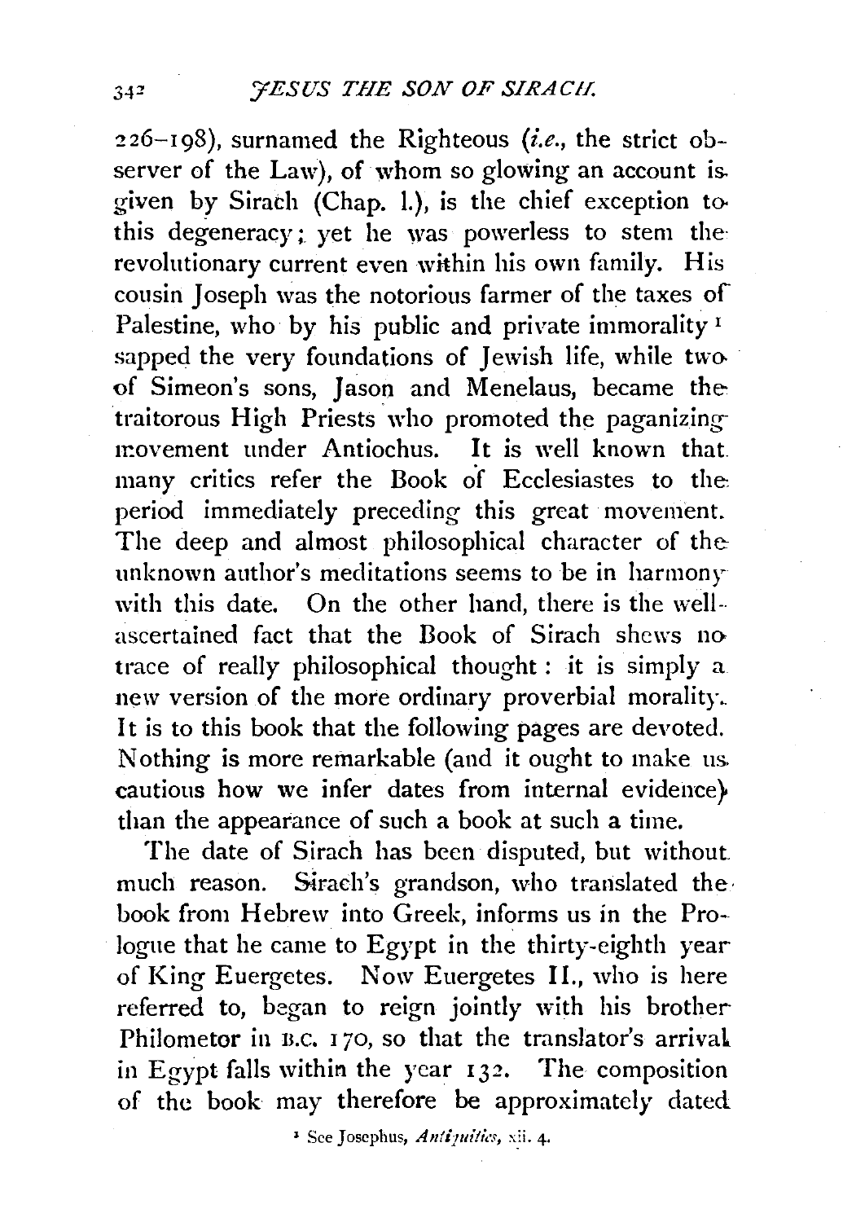226–198), surnamed the Righteous (*i.e.*, the strict observer of the Law), of whom so glowing an account is given by Sirach (Chap. l.), is the chief exception to this degeneracy; yet he was powerless to stem the revolutionary current even within his own family. His cousin Joseph was the notorious farmer of the taxes of Palestine, who by his public and private immorality [1] sapped the very foundations of Jewish life, while two of Simeon's sons, Jason and Menelaus, became the traitorous High Priests who promoted the paganizing movement under Antiochus. It is well known that many critics refer the Book of Ecclesiastes to the period immediately preceding this great movement. The deep and almost philosophical character of the unknown author's meditations seems to be in harmony with this date. On the other hand, there is the well-ascertained fact that the Book of Sirach shews no trace of really philosophical thought: it is simply a new version of the more ordinary proverbial morality. It is to this book that the following pages are devoted. Nothing is more remarkable (and it ought to make us cautious how we infer dates from internal evidence) than the appearance of such a book at such a time.

The date of Sirach has been disputed, but without much reason. Sirach's grandson, who translated the book from Hebrew into Greek, informs us in the Prologue that he came to Egypt in the thirty-eighth year of King Euergetes. Now Euergetes II., who is here referred to, began to reign jointly with his brother Philometor in B.C. 170, so that the translator's arrival in Egypt falls within the year 132. The composition of the book may therefore be approximately dated

[1] See Josephus, *Antiquities*, xii. 4.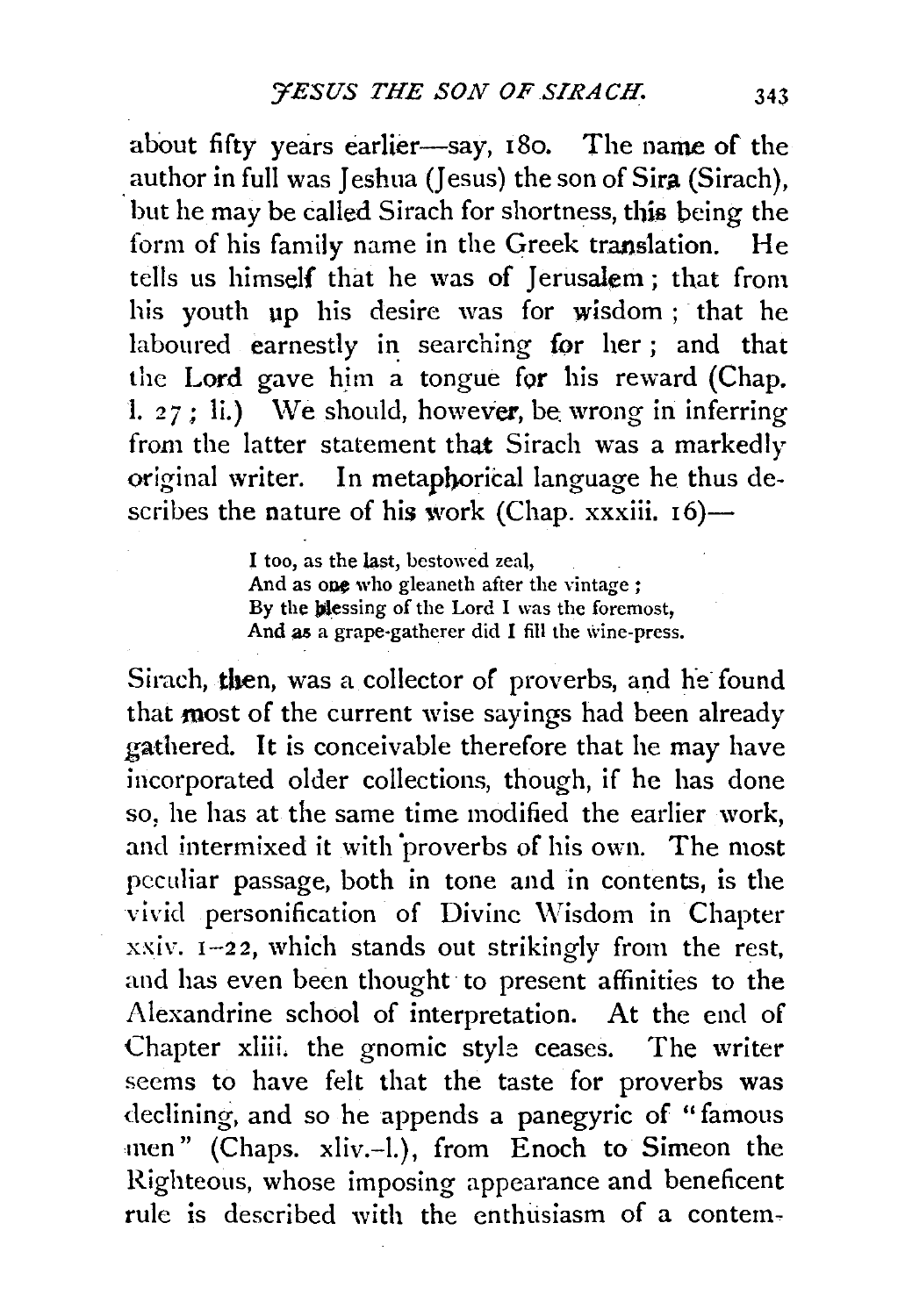about fifty years earlier—say, 180. The name of the author in full was Jeshua (Jesus) the son of Sira (Sirach), but he may be called Sirach for shortness, this being the form of his family name in the Greek translation. He tells us himself that he was of Jerusalem; that from his youth up his desire was for wisdom; that he laboured earnestly in searching for her; and that the Lord gave him a tongue for his reward (Chap. l. 27; li.) We should, however, be wrong in inferring from the latter statement that Sirach was a markedly original writer. In metaphorical language he thus describes the nature of his work (Chap. xxxiii. 16)—

> I too, as the last, bestowed zeal,
> And as one who gleaneth after the vintage;
> By the blessing of the Lord I was the foremost,
> And as a grape-gatherer did I fill the wine-press.

Sirach, then, was a collector of proverbs, and he found that most of the current wise sayings had been already gathered. It is conceivable therefore that he may have incorporated older collections, though, if he has done so, he has at the same time modified the earlier work, and intermixed it with proverbs of his own. The most peculiar passage, both in tone and in contents, is the vivid personification of Divine Wisdom in Chapter xxiv. 1–22, which stands out strikingly from the rest, and has even been thought to present affinities to the Alexandrine school of interpretation. At the end of Chapter xliii. the gnomic style ceases. The writer seems to have felt that the taste for proverbs was declining, and so he appends a panegyric of "famous men" (Chaps. xliv.–l.), from Enoch to Simeon the Righteous, whose imposing appearance and beneficent rule is described with the enthusiasm of a contem-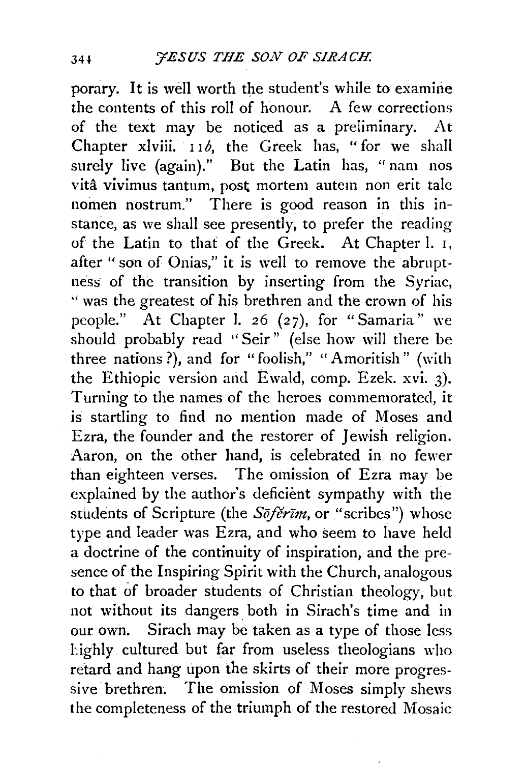porary. It is well worth the student's while to examine the contents of this roll of honour. A few corrections of the text may be noticed as a preliminary. At Chapter xlviii. 11*b*, the Greek has, "for we shall surely live (again)." But the Latin has, "nam nos vitâ vivimus tantum, post mortem autem non erit tale nomen nostrum." There is good reason in this instance, as we shall see presently, to prefer the reading of the Latin to that of the Greek. At Chapter l. 1, after "son of Onias," it is well to remove the abruptness of the transition by inserting from the Syriac, "was the greatest of his brethren and the crown of his people." At Chapter l. 26 (27), for "Samaria" we should probably read "Seir" (else how will there be three nations?), and for "foolish," "Amoritish" (with the Ethiopic version and Ewald, comp. Ezek. xvi. 3). Turning to the names of the heroes commemorated, it is startling to find no mention made of Moses and Ezra, the founder and the restorer of Jewish religion. Aaron, on the other hand, is celebrated in no fewer than eighteen verses. The omission of Ezra may be explained by the author's deficient sympathy with the students of Scripture (the *Sōferīm*, or "scribes") whose type and leader was Ezra, and who seem to have held a doctrine of the continuity of inspiration, and the presence of the Inspiring Spirit with the Church, analogous to that of broader students of Christian theology, but not without its dangers both in Sirach's time and in our own. Sirach may be taken as a type of those less highly cultured but far from useless theologians who retard and hang upon the skirts of their more progressive brethren. The omission of Moses simply shews the completeness of the triumph of the restored Mosaic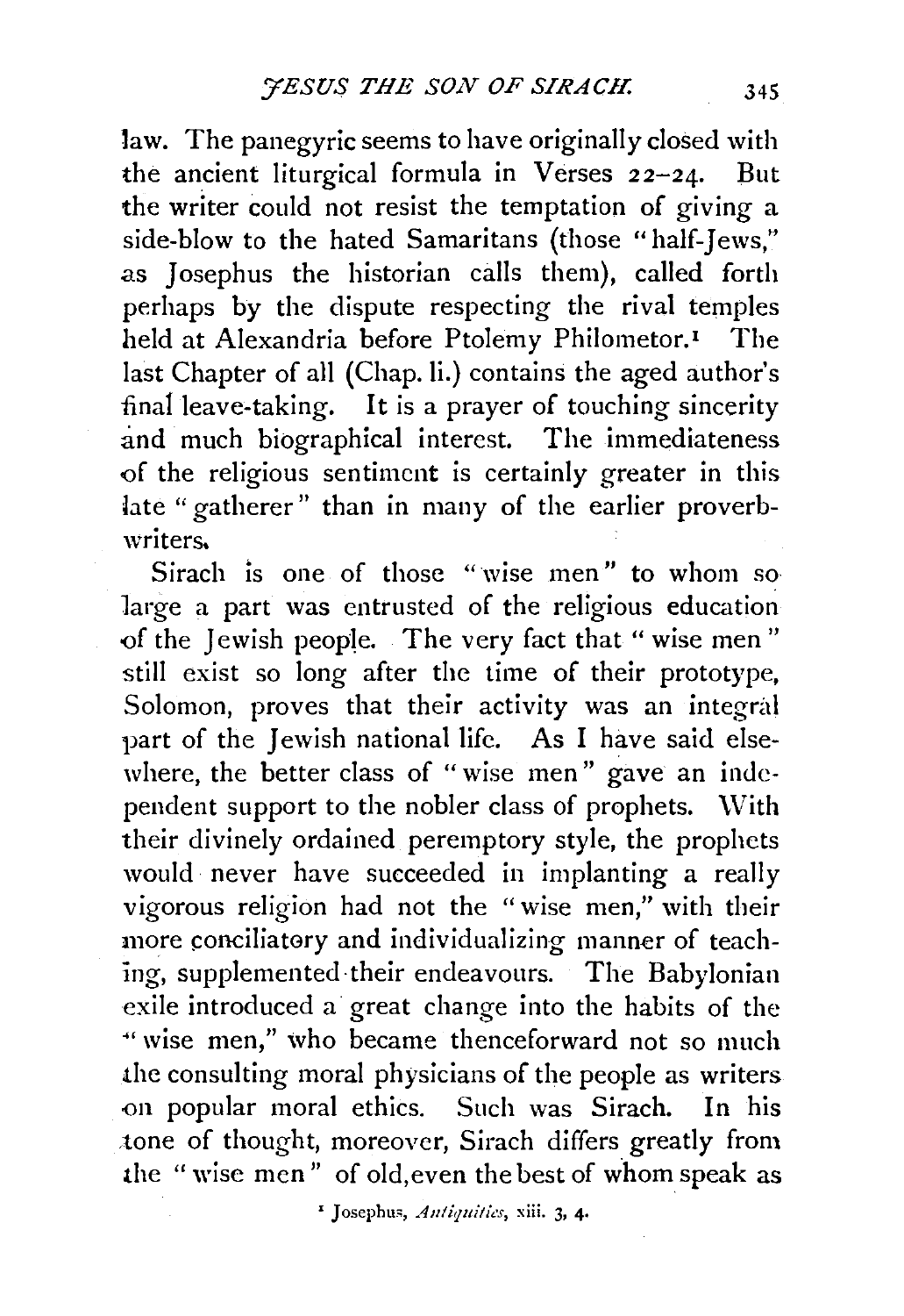law. The panegyric seems to have originally closed with the ancient liturgical formula in Verses 22–24. But the writer could not resist the temptation of giving a side-blow to the hated Samaritans (those "half-Jews," as Josephus the historian calls them), called forth perhaps by the dispute respecting the rival temples held at Alexandria before Ptolemy Philometor.[1] The last Chapter of all (Chap. li.) contains the aged author's final leave-taking. It is a prayer of touching sincerity and much biographical interest. The immediateness of the religious sentiment is certainly greater in this late "gatherer" than in many of the earlier proverb-writers.

Sirach is one of those "wise men" to whom so large a part was entrusted of the religious education of the Jewish people. The very fact that "wise men" still exist so long after the time of their prototype, Solomon, proves that their activity was an integral part of the Jewish national life. As I have said elsewhere, the better class of "wise men" gave an independent support to the nobler class of prophets. With their divinely ordained peremptory style, the prophets would never have succeeded in implanting a really vigorous religion had not the "wise men," with their more conciliatory and individualizing manner of teaching, supplemented their endeavours. The Babylonian exile introduced a great change into the habits of the "wise men," who became thenceforward not so much the consulting moral physicians of the people as writers on popular moral ethics. Such was Sirach. In his tone of thought, moreover, Sirach differs greatly from the "wise men" of old, even the best of whom speak as

[1] Josephus, *Antiquities*, xiii. 3, 4.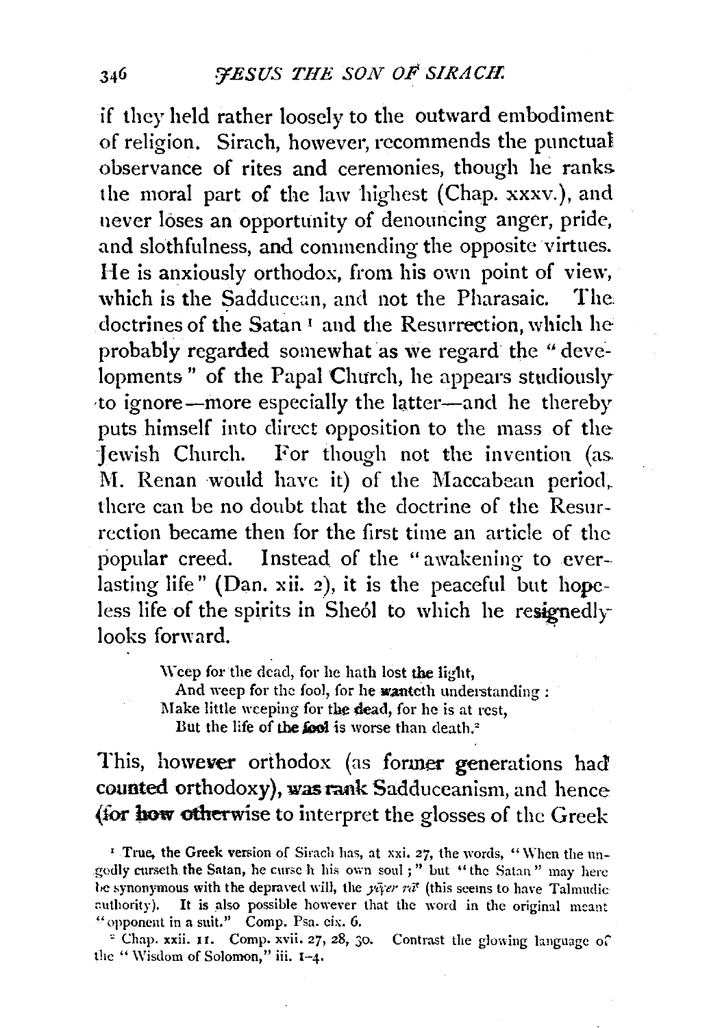if they held rather loosely to the outward embodiment of religion. Sirach, however, recommends the punctual observance of rites and ceremonies, though he ranks the moral part of the law highest (Chap. xxxv.), and never loses an opportunity of denouncing anger, pride, and slothfulness, and commending the opposite virtues. He is anxiously orthodox, from his own point of view, which is the Sadducean, and not the Pharasaic. The doctrines of the Satan [1] and the Resurrection, which he probably regarded somewhat as we regard the "developments" of the Papal Church, he appears studiously to ignore—more especially the latter—and he thereby puts himself into direct opposition to the mass of the Jewish Church. For though not the invention (as M. Renan would have it) of the Maccabean period, there can be no doubt that the doctrine of the Resurrection became then for the first time an article of the popular creed. Instead of the "awakening to everlasting life" (Dan. xii. 2), it is the peaceful but hopeless life of the spirits in Sheól to which he resignedly looks forward.

> Weep for the dead, for he hath lost the light,
> And weep for the fool, for he wanteth understanding :
> Make little weeping for the dead, for he is at rest,
> But the life of the fool is worse than death.[2]

This, however orthodox (as former generations had counted orthodoxy), was rank Sadduceanism, and hence (for how otherwise to interpret the glosses of the Greek

[1] True, the Greek version of Sirach has, at xxi. 27, the words, "When the ungodly curseth the Satan, he curse h his own soul;" but "the Satan" may here be synonymous with the depraved will, the *yēçer rā'* (this seems to have Talmudic authority). It is also possible however that the word in the original meant "opponent in a suit." Comp. Psa. cix. 6.

[2] Chap. xxii. 11. Comp. xvii. 27, 28, 30. Contrast the glowing language of the "Wisdom of Solomon," iii. 1–4.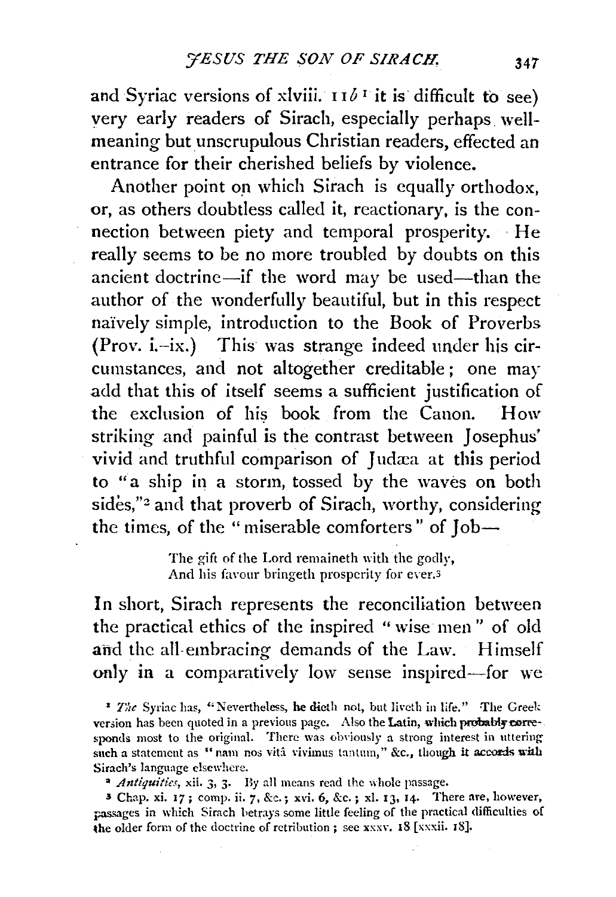and Syriac versions of xlviii. 11*b*[1] it is difficult to see) very early readers of Sirach, especially perhaps well-meaning but unscrupulous Christian readers, effected an entrance for their cherished beliefs by violence.

Another point on which Sirach is equally orthodox, or, as others doubtless called it, reactionary, is the connection between piety and temporal prosperity. He really seems to be no more troubled by doubts on this ancient doctrine—if the word may be used—than the author of the wonderfully beautiful, but in this respect naïvely simple, introduction to the Book of Proverbs (Prov. i.–ix.) This was strange indeed under his circumstances, and not altogether creditable; one may add that this of itself seems a sufficient justification of the exclusion of his book from the Canon. How striking and painful is the contrast between Josephus' vivid and truthful comparison of Judæa at this period to "a ship in a storm, tossed by the waves on both sides,"[2] and that proverb of Sirach, worthy, considering the times, of the "miserable comforters" of Job—

> The gift of the Lord remaineth with the godly,
> And his favour bringeth prosperity for ever.[3]

In short, Sirach represents the reconciliation between the practical ethics of the inspired "wise men" of old and the all-embracing demands of the Law. Himself only in a comparatively low sense inspired—for we

---

[1] *The* Syriac has, "Nevertheless, he dieth not, but liveth in life." The Greek version has been quoted in a previous page. Also the Latin, which probably corresponds most to the original. There was obviously a strong interest in uttering such a statement as "nam nos vitâ vivimus tantum," &c., though it accords with Sirach's language elsewhere.

[2] *Antiquities*, xii. 3, 3. By all means read the whole passage.

[3] Chap. xi. 17; comp. ii. 7, &c.; xvi. 6, &c.; xl. 13, 14. There are, however, passages in which Sirach betrays some little feeling of the practical difficulties of the older form of the doctrine of retribution; see xxxv. 18 [xxxii. 18].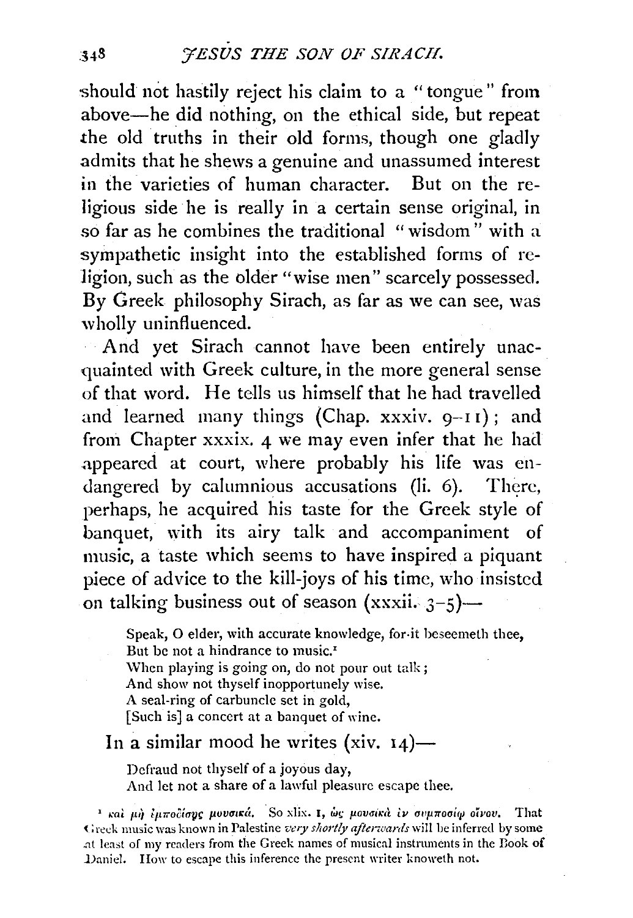should not hastily reject his claim to a "tongue" from above—he did nothing, on the ethical side, but repeat the old truths in their old forms, though one gladly admits that he shews a genuine and unassumed interest in the varieties of human character. But on the religious side he is really in a certain sense original, in so far as he combines the traditional "wisdom" with a sympathetic insight into the established forms of religion, such as the older "wise men" scarcely possessed. By Greek philosophy Sirach, as far as we can see, was wholly uninfluenced.

And yet Sirach cannot have been entirely unacquainted with Greek culture, in the more general sense of that word. He tells us himself that he had travelled and learned many things (Chap. xxxiv. 9–11); and from Chapter xxxix. 4 we may even infer that he had appeared at court, where probably his life was endangered by calumnious accusations (li. 6). There, perhaps, he acquired his taste for the Greek style of banquet, with its airy talk and accompaniment of music, a taste which seems to have inspired a piquant piece of advice to the kill-joys of his time, who insisted on talking business out of season (xxxii. 3–5)—

> Speak, O elder, with accurate knowledge, for it beseemeth thee,
> But be not a hindrance to music.[1]
> When playing is going on, do not pour out talk;
> And show not thyself inopportunely wise.
> A seal-ring of carbuncle set in gold,
> [Such is] a concert at a banquet of wine.

In a similar mood he writes (xiv. 14)—

> Defraud not thyself of a joyous day,
> And let not a share of a lawful pleasure escape thee.

[1] καὶ μὴ ἐμποδίσῃς μουσικά. So xlix. 1, ὡς μουσικὰ ἐν συμποσίῳ οἴνου. That Greek music was known in Palestine *very shortly afterwards* will be inferred by some at least of my readers from the Greek names of musical instruments in the Book of Daniel. How to escape this inference the present writer knoweth not.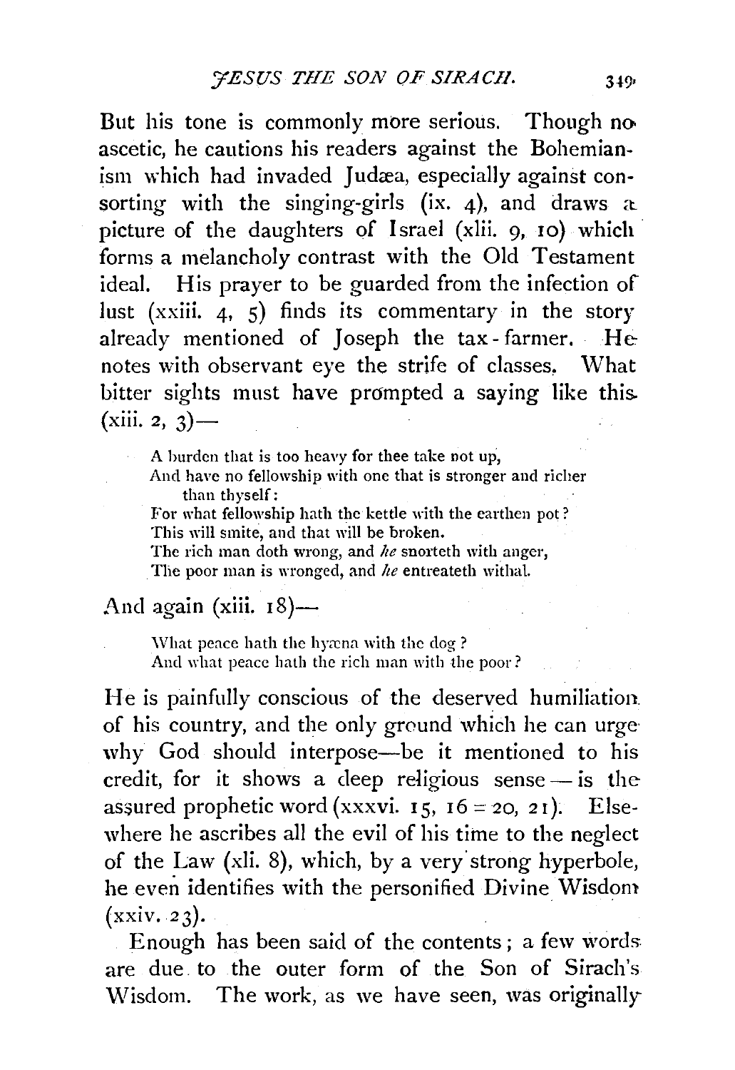But his tone is commonly more serious. Though no ascetic, he cautions his readers against the Bohemianism which had invaded Judæa, especially against consorting with the singing-girls (ix. 4), and draws a picture of the daughters of Israel (xlii. 9, 10) which forms a melancholy contrast with the Old Testament ideal. His prayer to be guarded from the infection of lust (xxiii. 4, 5) finds its commentary in the story already mentioned of Joseph the tax-farmer. He notes with observant eye the strife of classes. What bitter sights must have prompted a saying like this (xiii. 2, 3)—

> A burden that is too heavy for thee take not up,
> And have no fellowship with one that is stronger and richer than thyself:
> For what fellowship hath the kettle with the earthen pot?
> This will smite, and that will be broken.
> The rich man doth wrong, and *he* snorteth with anger,
> The poor man is wronged, and *he* entreateth withal.

And again (xiii. 18)—

> What peace hath the hyæna with the dog?
> And what peace hath the rich man with the poor?

He is painfully conscious of the deserved humiliation of his country, and the only ground which he can urge why God should interpose—be it mentioned to his credit, for it shows a deep religious sense—is the assured prophetic word (xxxvi. 15, 16 = 20, 21). Elsewhere he ascribes all the evil of his time to the neglect of the Law (xli. 8), which, by a very strong hyperbole, he even identifies with the personified Divine Wisdom (xxiv. 23).

Enough has been said of the contents; a few words are due to the outer form of the Son of Sirach's Wisdom. The work, as we have seen, was originally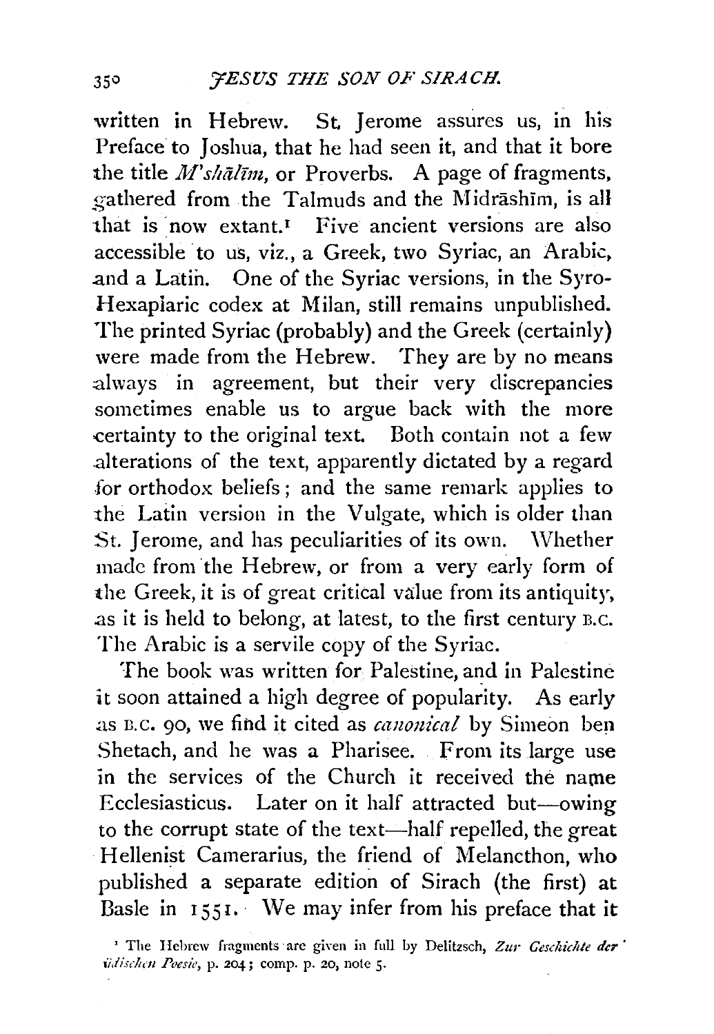written in Hebrew. St. Jerome assures us, in his Preface to Joshua, that he had seen it, and that it bore the title *M'shālīm*, or Proverbs. A page of fragments, gathered from the Talmuds and the Midrāshīm, is all that is now extant.[1] Five ancient versions are also accessible to us, viz., a Greek, two Syriac, an Arabic, and a Latin. One of the Syriac versions, in the Syro-Hexapiaric codex at Milan, still remains unpublished. The printed Syriac (probably) and the Greek (certainly) were made from the Hebrew. They are by no means always in agreement, but their very discrepancies sometimes enable us to argue back with the more certainty to the original text. Both contain not a few alterations of the text, apparently dictated by a regard for orthodox beliefs; and the same remark applies to the Latin version in the Vulgate, which is older than St. Jerome, and has peculiarities of its own. Whether made from the Hebrew, or from a very early form of the Greek, it is of great critical value from its antiquity, as it is held to belong, at latest, to the first century B.C. The Arabic is a servile copy of the Syriac.

The book was written for Palestine, and in Palestine it soon attained a high degree of popularity. As early as B.C. 90, we find it cited as *canonical* by Simeon ben Shetach, and he was a Pharisee. From its large use in the services of the Church it received the name Ecclesiasticus. Later on it half attracted but—owing to the corrupt state of the text—half repelled, the great Hellenist Camerarius, the friend of Melancthon, who published a separate edition of Sirach (the first) at Basle in 1551. We may infer from his preface that it

[1] The Hebrew fragments are given in full by Delitzsch, *Zur Geschichte der jüdischen Poesie*, p. 204; comp. p. 20, note 5.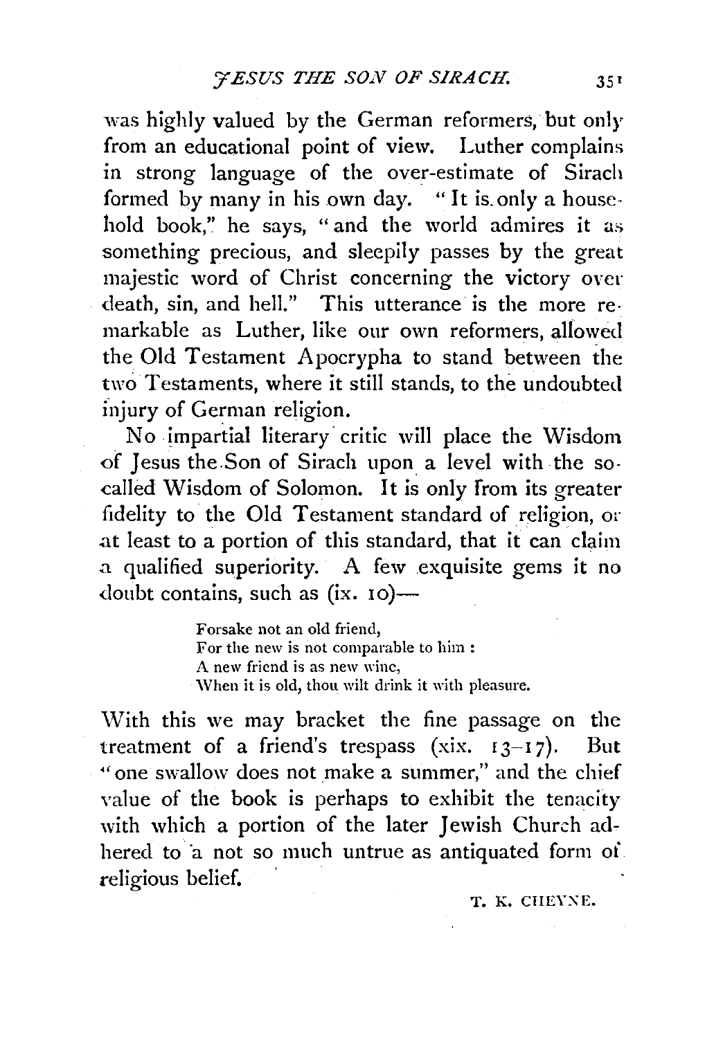was highly valued by the German reformers, but only from an educational point of view. Luther complains in strong language of the over-estimate of Sirach formed by many in his own day. "It is only a household book," he says, "and the world admires it as something precious, and sleepily passes by the great majestic word of Christ concerning the victory over death, sin, and hell." This utterance is the more remarkable as Luther, like our own reformers, allowed the Old Testament Apocrypha to stand between the two Testaments, where it still stands, to the undoubted injury of German religion.

No impartial literary critic will place the Wisdom of Jesus the Son of Sirach upon a level with the so-called Wisdom of Solomon. It is only from its greater fidelity to the Old Testament standard of religion, or at least to a portion of this standard, that it can claim a qualified superiority. A few exquisite gems it no doubt contains, such as (ix. 10)—

> Forsake not an old friend,
> For the new is not comparable to him :
> A new friend is as new wine,
> When it is old, thou wilt drink it with pleasure.

With this we may bracket the fine passage on the treatment of a friend's trespass (xix. 13–17). But "one swallow does not make a summer," and the chief value of the book is perhaps to exhibit the tenacity with which a portion of the later Jewish Church adhered to a not so much untrue as antiquated form of religious belief.

T. K. CHEYNE.